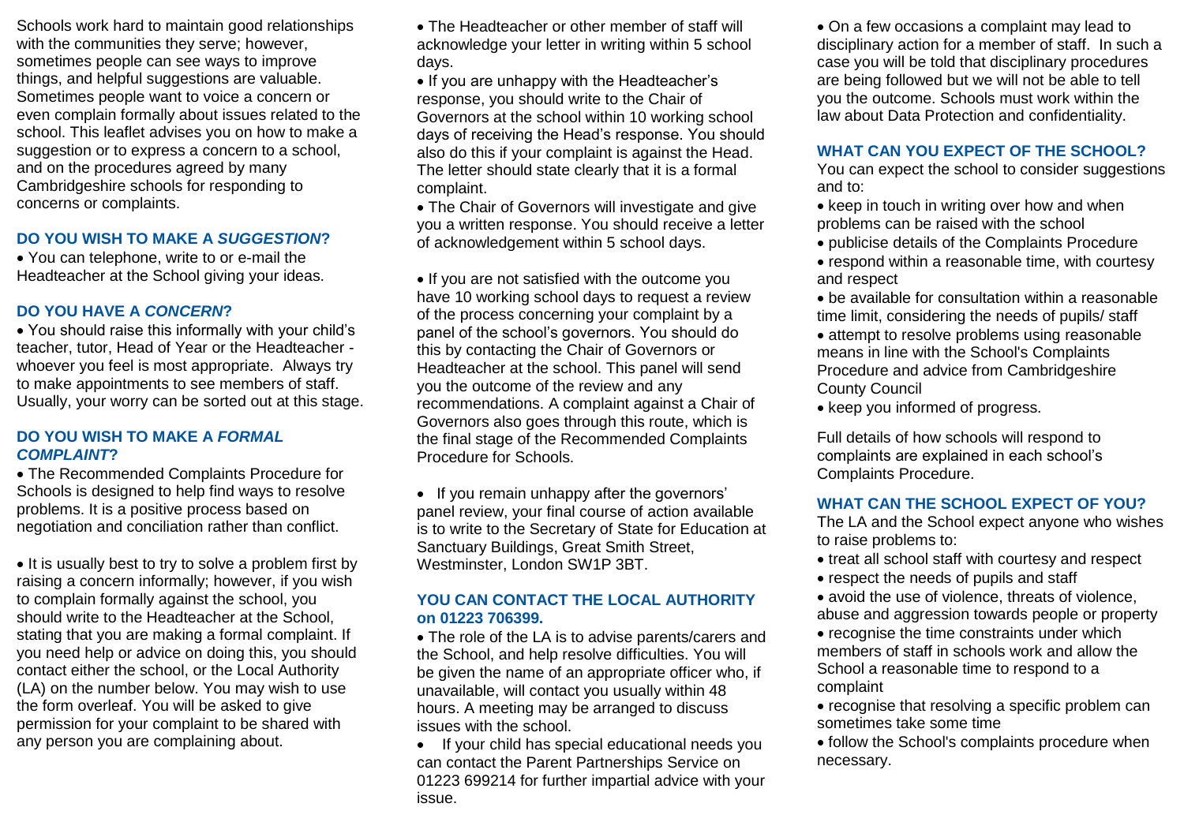Schools work hard to maintain good relationships with the communities they serve; however, sometimes people can see ways to improve things, and helpful suggestions are valuable. Sometimes people want to voice a concern or even complain formally about issues related to the school. This leaflet advises you on how to make a suggestion or to express a concern to a school, and on the procedures agreed by many Cambridgeshire schools for responding to concerns or complaints.

## DO YOU WISH TO MAKE A *SUGGESTION*?

- You can telephone, write to or e-mail the Headteacher at the School giving your ideas.

## DO YOU HAVE A *CONCERN*?

- You should raise this informally with your child's teacher, tutor, Head of Year or the Headteacher - whoever you feel is most appropriate. Always try to make appointments to see members of staff. Usually, your worry can be sorted out at this stage.

## DO YOU WISH TO MAKE A *FORMAL COMPLAINT*?

- The Recommended Complaints Procedure for Schools is designed to help find ways to resolve problems. It is a positive process based on negotiation and conciliation rather than conflict.

- It is usually best to try to solve a problem first by raising a concern informally; however, if you wish to complain formally against the school, you should write to the Headteacher at the School, stating that you are making a formal complaint. If you need help or advice on doing this, you should contact either the school, or the Local Authority (LA) on the number below. You may wish to use the form overleaf. You will be asked to give permission for your complaint to be shared with any person you are complaining about.
- The Headteacher or other member of staff will acknowledge your letter in writing within 5 school days.
- If you are unhappy with the Headteacher's response, you should write to the Chair of Governors at the school within 10 working school days of receiving the Head's response. You should also do this if your complaint is against the Head. The letter should state clearly that it is a formal complaint.
- The Chair of Governors will investigate and give you a written response. You should receive a letter of acknowledgement within 5 school days.

- If you are not satisfied with the outcome you have 10 working school days to request a review of the process concerning your complaint by a panel of the school's governors. You should do this by contacting the Chair of Governors or Headteacher at the school. This panel will send you the outcome of the review and any recommendations. A complaint against a Chair of Governors also goes through this route, which is the final stage of the Recommended Complaints Procedure for Schools.

- If you remain unhappy after the governors' panel review, your final course of action available is to write to the Secretary of State for Education at Sanctuary Buildings, Great Smith Street, Westminster, London SW1P 3BT.

## YOU CAN CONTACT THE LOCAL AUTHORITY on 01223 706399.

- The role of the LA is to advise parents/carers and the School, and help resolve difficulties. You will be given the name of an appropriate officer who, if unavailable, will contact you usually within 48 hours. A meeting may be arranged to discuss issues with the school.
- If your child has special educational needs you can contact the Parent Partnerships Service on 01223 699214 for further impartial advice with your issue.

- On a few occasions a complaint may lead to disciplinary action for a member of staff. In such a case you will be told that disciplinary procedures are being followed but we will not be able to tell you the outcome. Schools must work within the law about Data Protection and confidentiality.

## WHAT CAN YOU EXPECT OF THE SCHOOL?

You can expect the school to consider suggestions and to:

- keep in touch in writing over how and when problems can be raised with the school
- publicise details of the Complaints Procedure
- respond within a reasonable time, with courtesy and respect
- be available for consultation within a reasonable time limit, considering the needs of pupils/ staff
- attempt to resolve problems using reasonable means in line with the School's Complaints Procedure and advice from Cambridgeshire County Council
- keep you informed of progress.

Full details of how schools will respond to complaints are explained in each school's Complaints Procedure.

## WHAT CAN THE SCHOOL EXPECT OF YOU?

The LA and the School expect anyone who wishes to raise problems to:

- treat all school staff with courtesy and respect
- respect the needs of pupils and staff
- avoid the use of violence, threats of violence, abuse and aggression towards people or property
- recognise the time constraints under which members of staff in schools work and allow the School a reasonable time to respond to a complaint
- recognise that resolving a specific problem can sometimes take some time
- follow the School's complaints procedure when necessary.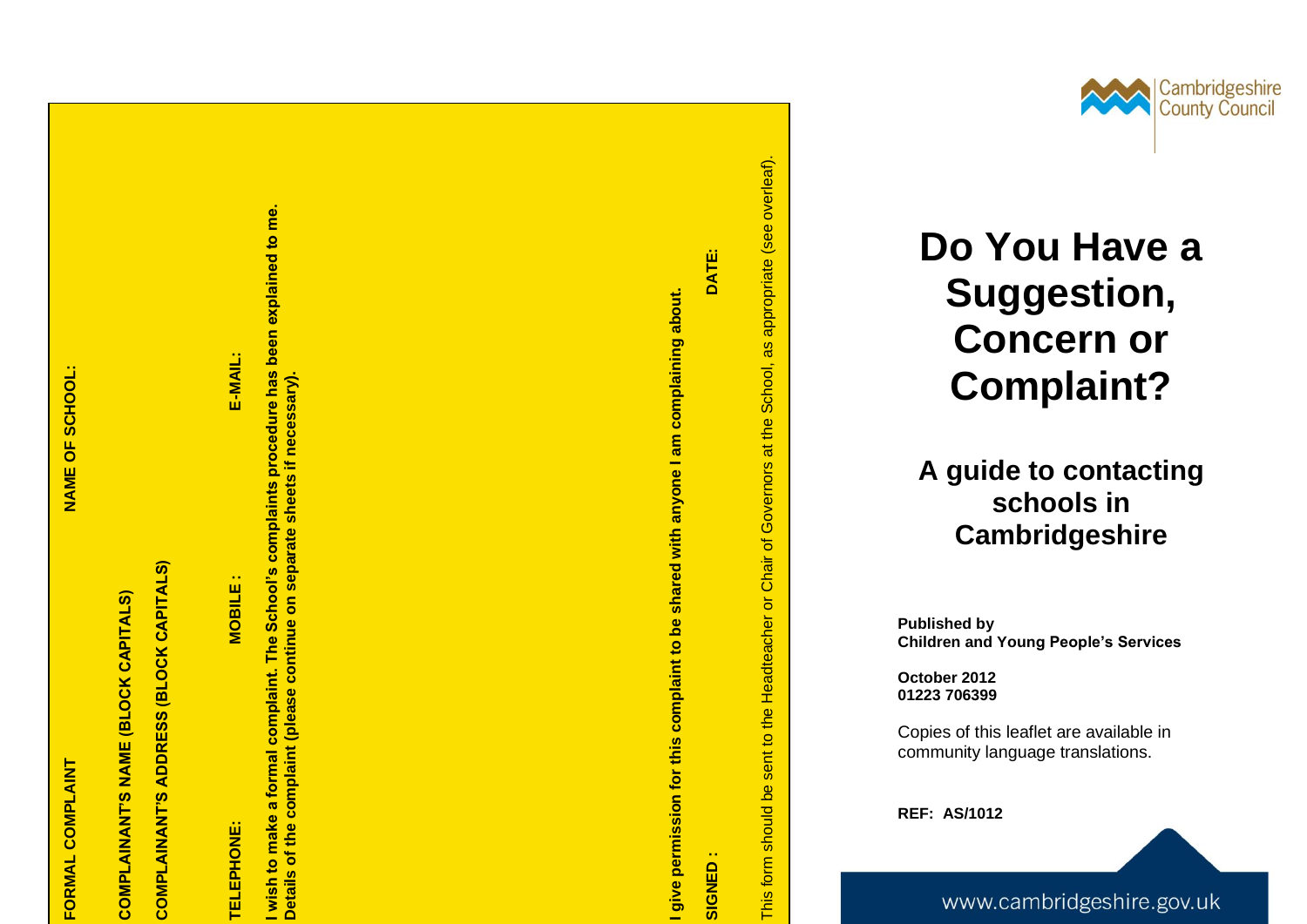**FORMAL COMPLAINT** **NAME OF SCHOOL:**

**COMPLAINANT'S NAME (BLOCK CAPITALS)**

**COMPLAINANT'S ADDRESS (BLOCK CAPITALS)**

**TELEPHONE:** **MOBILE :** **E-MAIL:**

**I wish to make a formal complaint. The School's complaints procedure has been explained to me.**
**Details of the complaint (please continue on separate sheets if necessary).**

**I give permission for this complaint to be shared with anyone I am complaining about.**

**SIGNED :** **DATE:**

This form should be sent to the Headteacher or Chair of Governors at the School, as appropriate (see overleaf).

Cambridgeshire County Council

# Do You Have a Suggestion, Concern or Complaint?

## A guide to contacting schools in Cambridgeshire

**Published by**
**Children and Young People's Services**

**October 2012**
**01223 706399**

Copies of this leaflet are available in community language translations.

**REF: AS/1012**

www.cambridgeshire.gov.uk